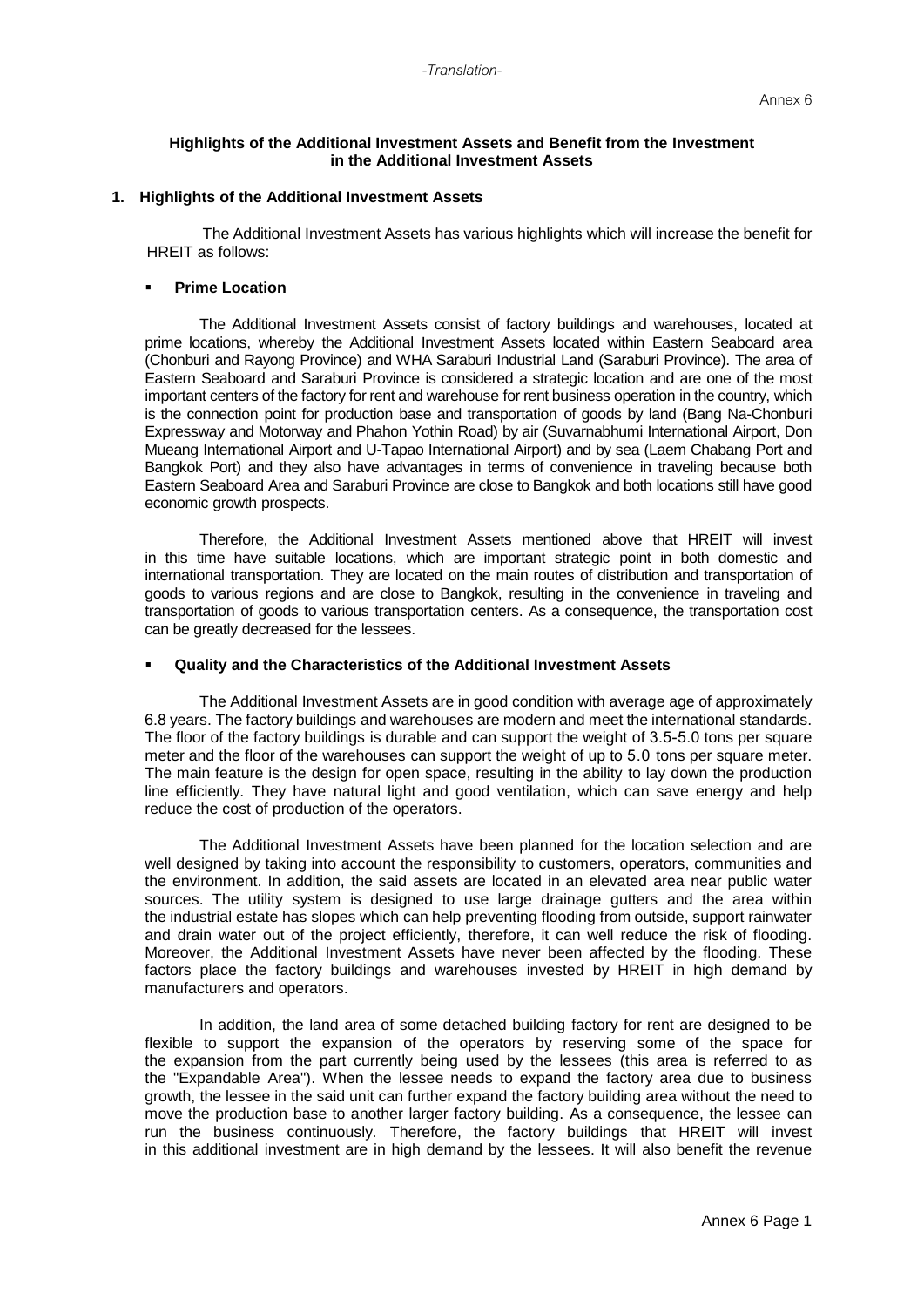*-Translation-*

Annex 6

**Highlights of the Additional Investment Assets and Benefit from the Investment in the Additional Investment Assets**

## 1. Highlights of the Additional Investment Assets

The Additional Investment Assets has various highlights which will increase the benefit for HREIT as follows:

- **Prime Location**

The Additional Investment Assets consist of factory buildings and warehouses, located at prime locations, whereby the Additional Investment Assets located within Eastern Seaboard area (Chonburi and Rayong Province) and WHA Saraburi Industrial Land (Saraburi Province). The area of Eastern Seaboard and Saraburi Province is considered a strategic location and are one of the most important centers of the factory for rent and warehouse for rent business operation in the country, which is the connection point for production base and transportation of goods by land (Bang Na-Chonburi Expressway and Motorway and Phahon Yothin Road) by air (Suvarnabhumi International Airport, Don Mueang International Airport and U-Tapao International Airport) and by sea (Laem Chabang Port and Bangkok Port) and they also have advantages in terms of convenience in traveling because both Eastern Seaboard Area and Saraburi Province are close to Bangkok and both locations still have good economic growth prospects.

Therefore, the Additional Investment Assets mentioned above that HREIT will invest in this time have suitable locations, which are important strategic point in both domestic and international transportation. They are located on the main routes of distribution and transportation of goods to various regions and are close to Bangkok, resulting in the convenience in traveling and transportation of goods to various transportation centers. As a consequence, the transportation cost can be greatly decreased for the lessees.

- **Quality and the Characteristics of the Additional Investment Assets**

The Additional Investment Assets are in good condition with average age of approximately 6.8 years. The factory buildings and warehouses are modern and meet the international standards. The floor of the factory buildings is durable and can support the weight of 3.5-5.0 tons per square meter and the floor of the warehouses can support the weight of up to 5.0 tons per square meter. The main feature is the design for open space, resulting in the ability to lay down the production line efficiently. They have natural light and good ventilation, which can save energy and help reduce the cost of production of the operators.

The Additional Investment Assets have been planned for the location selection and are well designed by taking into account the responsibility to customers, operators, communities and the environment. In addition, the said assets are located in an elevated area near public water sources. The utility system is designed to use large drainage gutters and the area within the industrial estate has slopes which can help preventing flooding from outside, support rainwater and drain water out of the project efficiently, therefore, it can well reduce the risk of flooding. Moreover, the Additional Investment Assets have never been affected by the flooding. These factors place the factory buildings and warehouses invested by HREIT in high demand by manufacturers and operators.

In addition, the land area of some detached building factory for rent are designed to be flexible to support the expansion of the operators by reserving some of the space for the expansion from the part currently being used by the lessees (this area is referred to as the "Expandable Area"). When the lessee needs to expand the factory area due to business growth, the lessee in the said unit can further expand the factory building area without the need to move the production base to another larger factory building. As a consequence, the lessee can run the business continuously. Therefore, the factory buildings that HREIT will invest in this additional investment are in high demand by the lessees. It will also benefit the revenue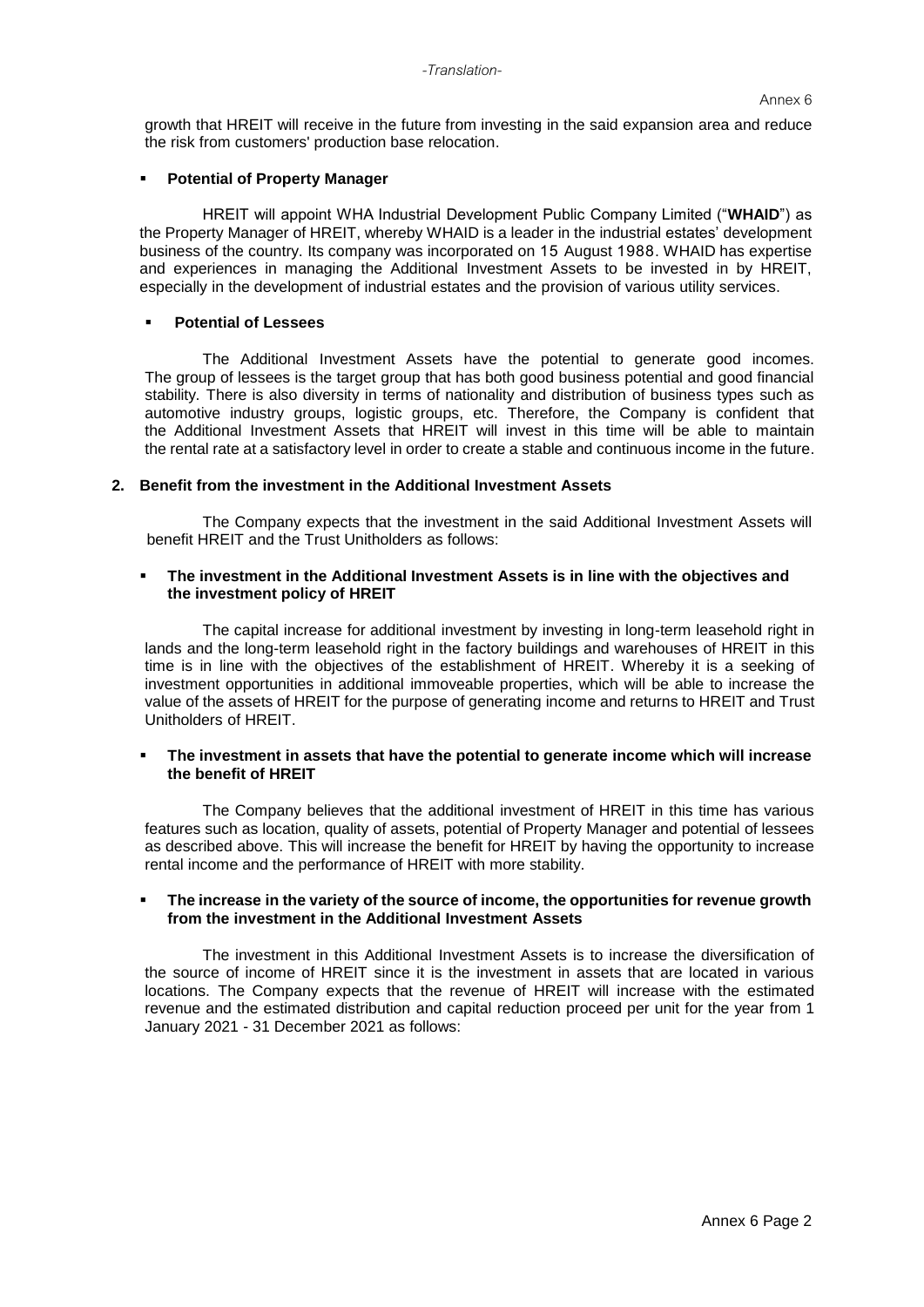growth that HREIT will receive in the future from investing in the said expansion area and reduce the risk from customers' production base relocation.

- **Potential of Property Manager**

HREIT will appoint WHA Industrial Development Public Company Limited ("**WHAID**") as the Property Manager of HREIT, whereby WHAID is a leader in the industrial estates' development business of the country. Its company was incorporated on 15 August 1988. WHAID has expertise and experiences in managing the Additional Investment Assets to be invested in by HREIT, especially in the development of industrial estates and the provision of various utility services.

- **Potential of Lessees**

The Additional Investment Assets have the potential to generate good incomes. The group of lessees is the target group that has both good business potential and good financial stability. There is also diversity in terms of nationality and distribution of business types such as automotive industry groups, logistic groups, etc. Therefore, the Company is confident that the Additional Investment Assets that HREIT will invest in this time will be able to maintain the rental rate at a satisfactory level in order to create a stable and continuous income in the future.

**2. Benefit from the investment in the Additional Investment Assets**

The Company expects that the investment in the said Additional Investment Assets will benefit HREIT and the Trust Unitholders as follows:

- **The investment in the Additional Investment Assets is in line with the objectives and the investment policy of HREIT**

The capital increase for additional investment by investing in long-term leasehold right in lands and the long-term leasehold right in the factory buildings and warehouses of HREIT in this time is in line with the objectives of the establishment of HREIT. Whereby it is a seeking of investment opportunities in additional immoveable properties, which will be able to increase the value of the assets of HREIT for the purpose of generating income and returns to HREIT and Trust Unitholders of HREIT.

- **The investment in assets that have the potential to generate income which will increase the benefit of HREIT**

The Company believes that the additional investment of HREIT in this time has various features such as location, quality of assets, potential of Property Manager and potential of lessees as described above. This will increase the benefit for HREIT by having the opportunity to increase rental income and the performance of HREIT with more stability.

- **The increase in the variety of the source of income, the opportunities for revenue growth from the investment in the Additional Investment Assets**

The investment in this Additional Investment Assets is to increase the diversification of the source of income of HREIT since it is the investment in assets that are located in various locations. The Company expects that the revenue of HREIT will increase with the estimated revenue and the estimated distribution and capital reduction proceed per unit for the year from 1 January 2021 - 31 December 2021 as follows: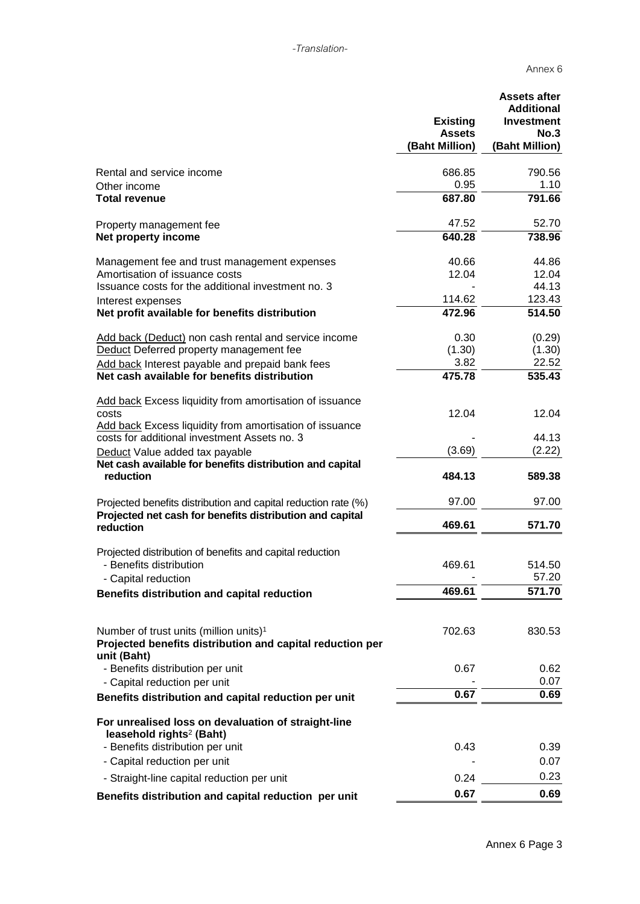-Translation-

Annex 6

| | Existing Assets (Baht Million) | Assets after Additional Investment No.3 (Baht Million) |
|---|---|---|
| Rental and service income | 686.85 | 790.56 |
| Other income | 0.95 | 1.10 |
| **Total revenue** | **687.80** | **791.66** |
| Property management fee | 47.52 | 52.70 |
| **Net property income** | **640.28** | **738.96** |
| Management fee and trust management expenses | 40.66 | 44.86 |
| Amortisation of issuance costs | 12.04 | 12.04 |
| Issuance costs for the additional investment no. 3 | - | 44.13 |
| Interest expenses | 114.62 | 123.43 |
| **Net profit available for benefits distribution** | **472.96** | **514.50** |
| Add back (Deduct) non cash rental and service income | 0.30 | (0.29) |
| Deduct Deferred property management fee | (1.30) | (1.30) |
| Add back Interest payable and prepaid bank fees | 3.82 | 22.52 |
| **Net cash available for benefits distribution** | **475.78** | **535.43** |
| Add back Excess liquidity from amortisation of issuance costs | 12.04 | 12.04 |
| Add back Excess liquidity from amortisation of issuance costs for additional investment Assets no. 3 | - | 44.13 |
| Deduct Value added tax payable | (3.69) | (2.22) |
| **Net cash available for benefits distribution and capital reduction** | **484.13** | **589.38** |
| Projected benefits distribution and capital reduction rate (%) | 97.00 | 97.00 |
| **Projected net cash for benefits distribution and capital reduction** | **469.61** | **571.70** |
| Projected distribution of benefits and capital reduction | | |
| - Benefits distribution | 469.61 | 514.50 |
| - Capital reduction | - | 57.20 |
| **Benefits distribution and capital reduction** | **469.61** | **571.70** |
| Number of trust units (million units)[1] | 702.63 | 830.53 |
| **Projected benefits distribution and capital reduction per unit (Baht)** | | |
| - Benefits distribution per unit | 0.67 | 0.62 |
| - Capital reduction per unit | - | 0.07 |
| **Benefits distribution and capital reduction per unit** | **0.67** | **0.69** |
| **For unrealised loss on devaluation of straight-line leasehold rights[2] (Baht)** | | |
| - Benefits distribution per unit | 0.43 | 0.39 |
| - Capital reduction per unit | - | 0.07 |
| - Straight-line capital reduction per unit | 0.24 | 0.23 |
| **Benefits distribution and capital reduction per unit** | **0.67** | **0.69** |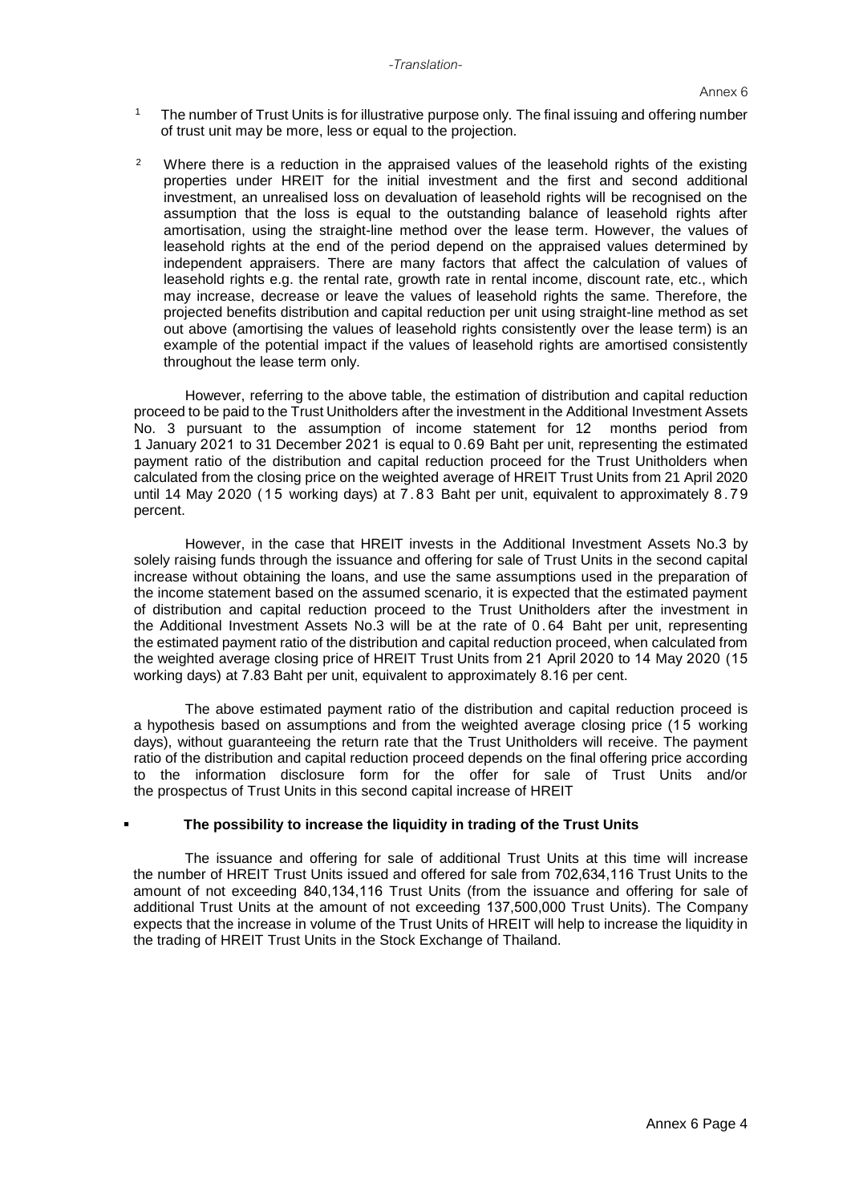-Translation-

Annex 6

[1] The number of Trust Units is for illustrative purpose only. The final issuing and offering number of trust unit may be more, less or equal to the projection.

[2] Where there is a reduction in the appraised values of the leasehold rights of the existing properties under HREIT for the initial investment and the first and second additional investment, an unrealised loss on devaluation of leasehold rights will be recognised on the assumption that the loss is equal to the outstanding balance of leasehold rights after amortisation, using the straight-line method over the lease term. However, the values of leasehold rights at the end of the period depend on the appraised values determined by independent appraisers. There are many factors that affect the calculation of values of leasehold rights e.g. the rental rate, growth rate in rental income, discount rate, etc., which may increase, decrease or leave the values of leasehold rights the same. Therefore, the projected benefits distribution and capital reduction per unit using straight-line method as set out above (amortising the values of leasehold rights consistently over the lease term) is an example of the potential impact if the values of leasehold rights are amortised consistently throughout the lease term only.

However, referring to the above table, the estimation of distribution and capital reduction proceed to be paid to the Trust Unitholders after the investment in the Additional Investment Assets No. 3 pursuant to the assumption of income statement for 12 months period from 1 January 2021 to 31 December 2021 is equal to 0.69 Baht per unit, representing the estimated payment ratio of the distribution and capital reduction proceed for the Trust Unitholders when calculated from the closing price on the weighted average of HREIT Trust Units from 21 April 2020 until 14 May 2020 (15 working days) at 7.83 Baht per unit, equivalent to approximately 8.79 percent.

However, in the case that HREIT invests in the Additional Investment Assets No.3 by solely raising funds through the issuance and offering for sale of Trust Units in the second capital increase without obtaining the loans, and use the same assumptions used in the preparation of the income statement based on the assumed scenario, it is expected that the estimated payment of distribution and capital reduction proceed to the Trust Unitholders after the investment in the Additional Investment Assets No.3 will be at the rate of 0.64 Baht per unit, representing the estimated payment ratio of the distribution and capital reduction proceed, when calculated from the weighted average closing price of HREIT Trust Units from 21 April 2020 to 14 May 2020 (15 working days) at 7.83 Baht per unit, equivalent to approximately 8.16 per cent.

The above estimated payment ratio of the distribution and capital reduction proceed is a hypothesis based on assumptions and from the weighted average closing price (15 working days), without guaranteeing the return rate that the Trust Unitholders will receive. The payment ratio of the distribution and capital reduction proceed depends on the final offering price according to the information disclosure form for the offer for sale of Trust Units and/or the prospectus of Trust Units in this second capital increase of HREIT

- **The possibility to increase the liquidity in trading of the Trust Units**

The issuance and offering for sale of additional Trust Units at this time will increase the number of HREIT Trust Units issued and offered for sale from 702,634,116 Trust Units to the amount of not exceeding 840,134,116 Trust Units (from the issuance and offering for sale of additional Trust Units at the amount of not exceeding 137,500,000 Trust Units). The Company expects that the increase in volume of the Trust Units of HREIT will help to increase the liquidity in the trading of HREIT Trust Units in the Stock Exchange of Thailand.